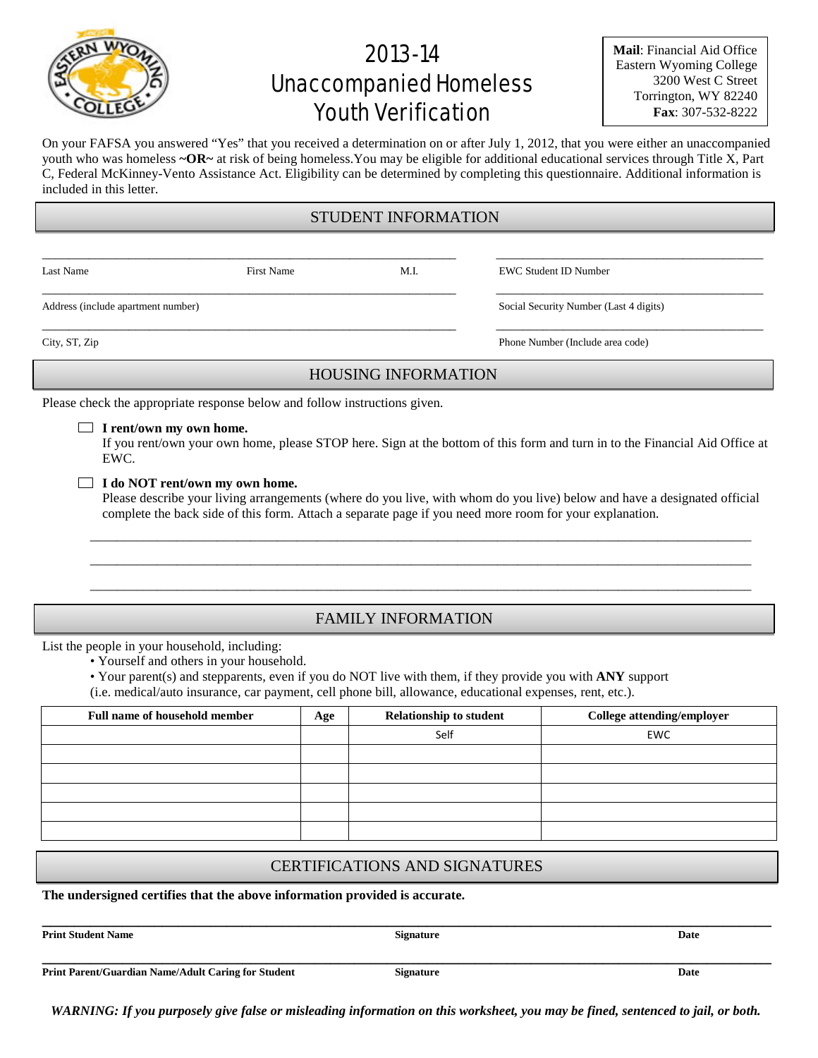# 2013-14 Unaccompanied Homeless Youth Verification

**Mail**: Financial Aid Office
Eastern Wyoming College
3200 West C Street
Torrington, WY 82240
**Fax**: 307-532-8222

On your FAFSA you answered "Yes" that you received a determination on or after July 1, 2012, that you were either an unaccompanied youth who was homeless **~OR~** at risk of being homeless.You may be eligible for additional educational services through Title X, Part C, Federal McKinney-Vento Assistance Act. Eligibility can be determined by completing this questionnaire. Additional information is included in this letter.

## STUDENT INFORMATION

_______________________________________________ _______________________________

Last Name First Name M.I. EWC Student ID Number

_______________________________________________ _______________________________

Address (include apartment number) Social Security Number (Last 4 digits)

_______________________________________________ _______________________________

City, ST, Zip Phone Number (Include area code)

## HOUSING INFORMATION

Please check the appropriate response below and follow instructions given.

☐ **I rent/own my own home.**
If you rent/own your own home, please STOP here. Sign at the bottom of this form and turn in to the Financial Aid Office at EWC.

☐ **I do NOT rent/own my own home.**
Please describe your living arrangements (where do you live, with whom do you live) below and have a designated official complete the back side of this form. Attach a separate page if you need more room for your explanation.

_______________________________________________________________________________

_______________________________________________________________________________

_______________________________________________________________________________

## FAMILY INFORMATION

List the people in your household, including:

- Yourself and others in your household.
- Your parent(s) and stepparents, even if you do NOT live with them, if they provide you with **ANY** support (i.e. medical/auto insurance, car payment, cell phone bill, allowance, educational expenses, rent, etc.).

| Full name of household member | Age | Relationship to student | College attending/employer |
|---|---|---|---|
| | | Self | EWC |
| | | | |
| | | | |
| | | | |
| | | | |
| | | | |

## CERTIFICATIONS AND SIGNATURES

**The undersigned certifies that the above information provided is accurate.**

_______________________________________________________________________________

**Print Student Name** **Signature** **Date**

_______________________________________________________________________________

**Print Parent/Guardian Name/Adult Caring for Student** **Signature** **Date**

***WARNING: If you purposely give false or misleading information on this worksheet, you may be fined, sentenced to jail, or both.***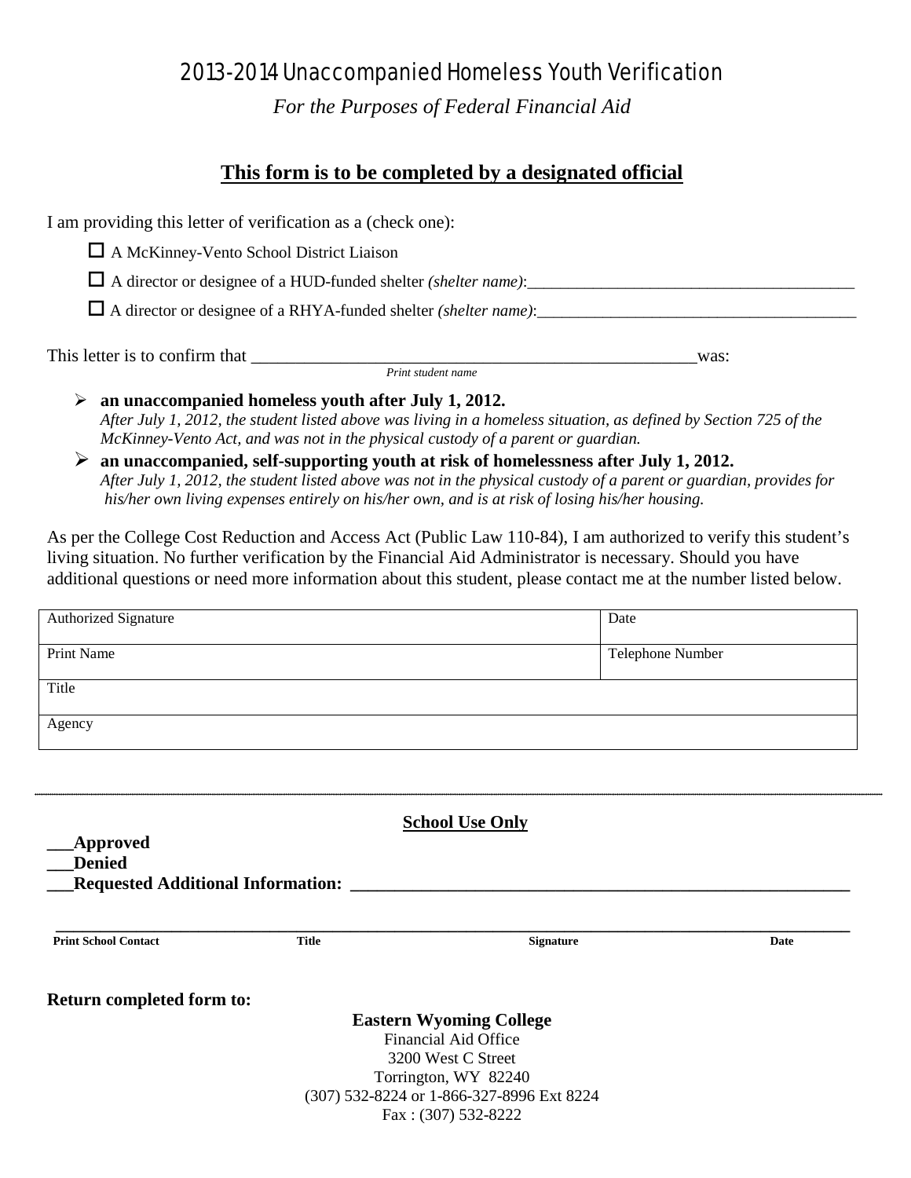# 2013-2014 Unaccompanied Homeless Youth Verification

*For the Purposes of Federal Financial Aid*

## **<u>This form is to be completed by a designated official</u>**

I am providing this letter of verification as a (check one):

- ☐ A McKinney-Vento School District Liaison
- ☐ A director or designee of a HUD-funded shelter *(shelter name)*:_________________________________________
- ☐ A director or designee of a RHYA-funded shelter *(shelter name)*:_________________________________________

This letter is to confirm that _____________________________________________________was:
*Print student name*

- **an unaccompanied homeless youth after July 1, 2012.**
  *After July 1, 2012, the student listed above was living in a homeless situation, as defined by Section 725 of the McKinney-Vento Act, and was not in the physical custody of a parent or guardian.*
- **an unaccompanied, self-supporting youth at risk of homelessness after July 1, 2012.**
  *After July 1, 2012, the student listed above was not in the physical custody of a parent or guardian, provides for his/her own living expenses entirely on his/her own, and is at risk of losing his/her housing.*

As per the College Cost Reduction and Access Act (Public Law 110-84), I am authorized to verify this student's living situation. No further verification by the Financial Aid Administrator is necessary. Should you have additional questions or need more information about this student, please contact me at the number listed below.

| Authorized Signature | Date |
|---|---|
| Print Name | Telephone Number |
| Title | |
| Agency | |

---

**<u>School Use Only</u>**

**___Approved**
**___Denied**
**___Requested Additional Information: ____________________________________________________________**

______________________________________________________________________________________
**Print School Contact** | **Title** | **Signature** | **Date**

**Return completed form to:**

**Eastern Wyoming College**
Financial Aid Office
3200 West C Street
Torrington, WY 82240
(307) 532-8224 or 1-866-327-8996 Ext 8224
Fax : (307) 532-8222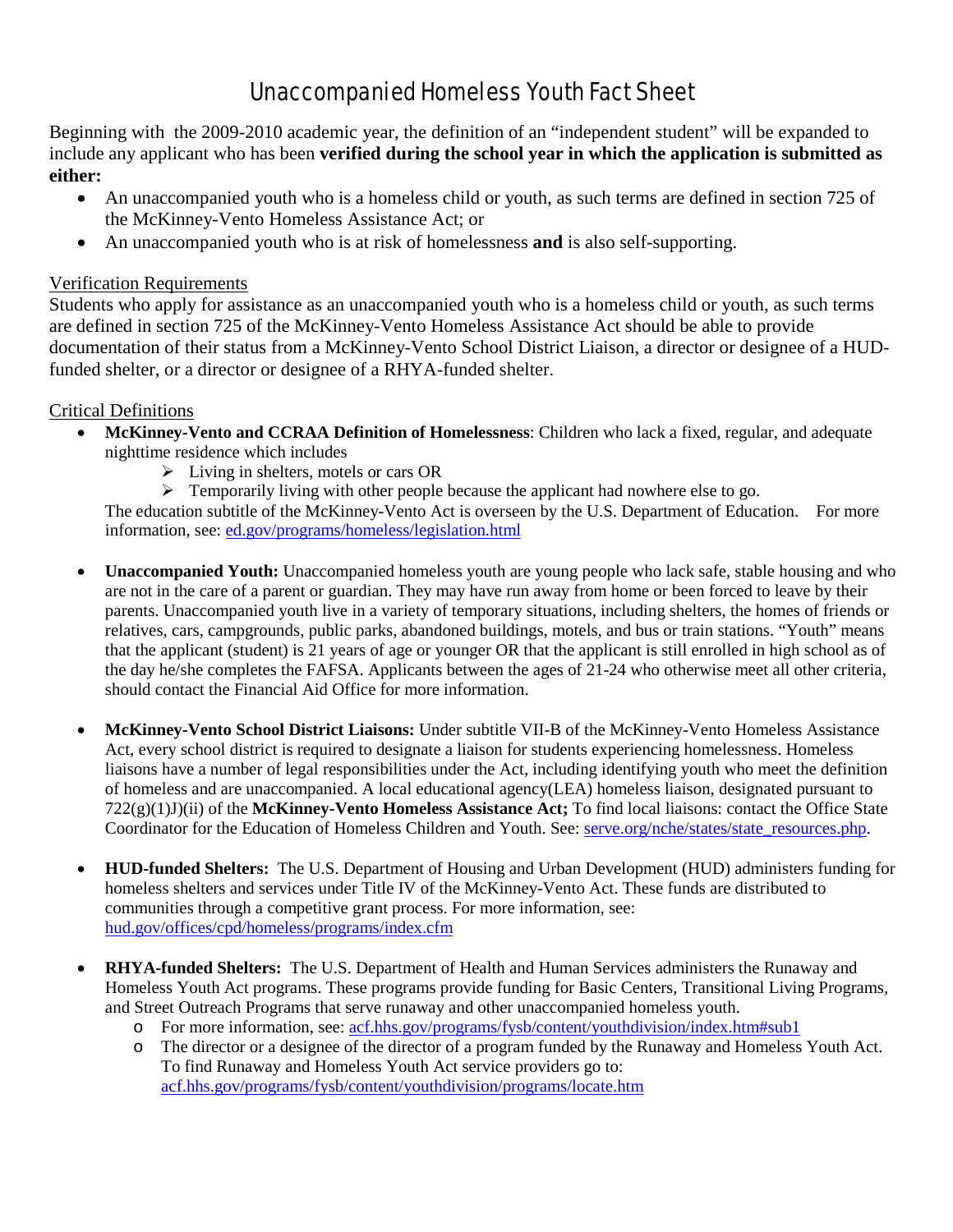# Unaccompanied Homeless Youth Fact Sheet

Beginning with the 2009-2010 academic year, the definition of an "independent student" will be expanded to include any applicant who has been **verified during the school year in which the application is submitted as either:**

- An unaccompanied youth who is a homeless child or youth, as such terms are defined in section 725 of the McKinney-Vento Homeless Assistance Act; or
- An unaccompanied youth who is at risk of homelessness **and** is also self-supporting.

## Verification Requirements

Students who apply for assistance as an unaccompanied youth who is a homeless child or youth, as such terms are defined in section 725 of the McKinney-Vento Homeless Assistance Act should be able to provide documentation of their status from a McKinney-Vento School District Liaison, a director or designee of a HUD-funded shelter, or a director or designee of a RHYA-funded shelter.

## Critical Definitions

- **McKinney-Vento and CCRAA Definition of Homelessness**: Children who lack a fixed, regular, and adequate nighttime residence which includes
  - Living in shelters, motels or cars OR
  - Temporarily living with other people because the applicant had nowhere else to go.

  The education subtitle of the McKinney-Vento Act is overseen by the U.S. Department of Education. For more information, see: ed.gov/programs/homeless/legislation.html

- **Unaccompanied Youth:** Unaccompanied homeless youth are young people who lack safe, stable housing and who are not in the care of a parent or guardian. They may have run away from home or been forced to leave by their parents. Unaccompanied youth live in a variety of temporary situations, including shelters, the homes of friends or relatives, cars, campgrounds, public parks, abandoned buildings, motels, and bus or train stations. "Youth" means that the applicant (student) is 21 years of age or younger OR that the applicant is still enrolled in high school as of the day he/she completes the FAFSA. Applicants between the ages of 21-24 who otherwise meet all other criteria, should contact the Financial Aid Office for more information.

- **McKinney-Vento School District Liaisons:** Under subtitle VII-B of the McKinney-Vento Homeless Assistance Act, every school district is required to designate a liaison for students experiencing homelessness. Homeless liaisons have a number of legal responsibilities under the Act, including identifying youth who meet the definition of homeless and are unaccompanied. A local educational agency(LEA) homeless liaison, designated pursuant to 722(g)(1)J)(ii) of the **McKinney-Vento Homeless Assistance Act;** To find local liaisons: contact the Office State Coordinator for the Education of Homeless Children and Youth. See: serve.org/nche/states/state_resources.php.

- **HUD-funded Shelters:** The U.S. Department of Housing and Urban Development (HUD) administers funding for homeless shelters and services under Title IV of the McKinney-Vento Act. These funds are distributed to communities through a competitive grant process. For more information, see: hud.gov/offices/cpd/homeless/programs/index.cfm

- **RHYA-funded Shelters:** The U.S. Department of Health and Human Services administers the Runaway and Homeless Youth Act programs. These programs provide funding for Basic Centers, Transitional Living Programs, and Street Outreach Programs that serve runaway and other unaccompanied homeless youth.
  - For more information, see: acf.hhs.gov/programs/fysb/content/youthdivision/index.htm#sub1
  - The director or a designee of the director of a program funded by the Runaway and Homeless Youth Act. To find Runaway and Homeless Youth Act service providers go to: acf.hhs.gov/programs/fysb/content/youthdivision/programs/locate.htm